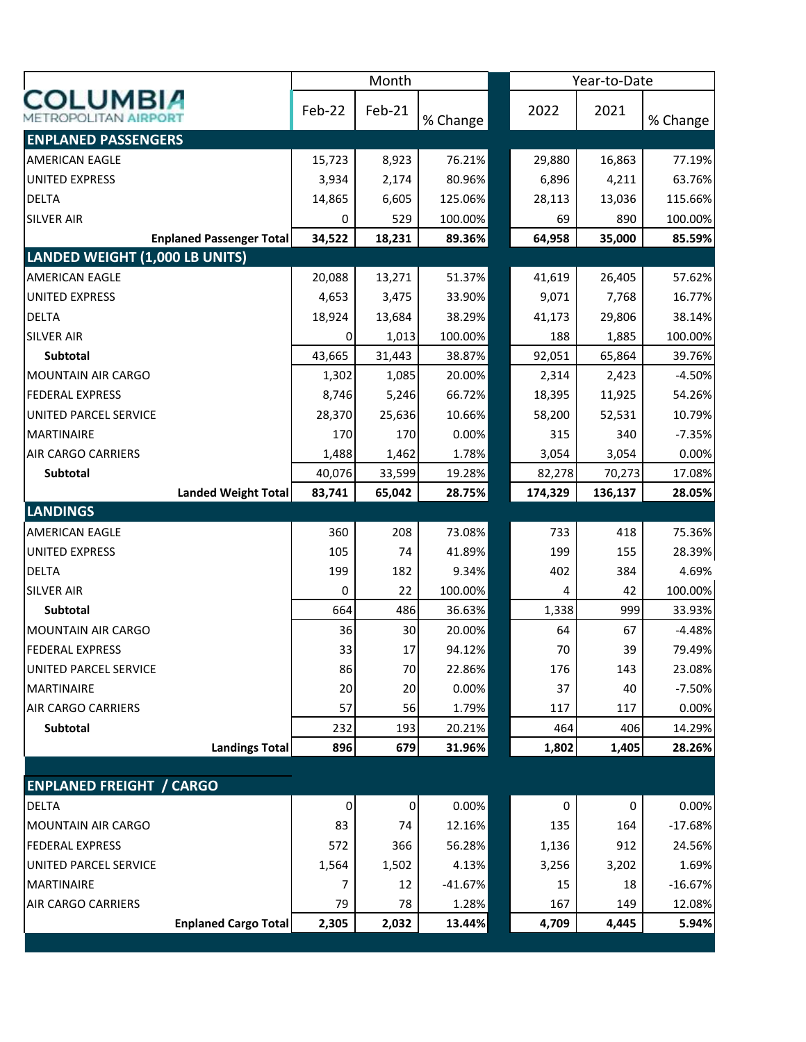| COLUMBIA METROPOLITAN AIRPORT | Month | | | Year-to-Date | | |
|---|---|---|---|---|---|---|
| | Feb-22 | Feb-21 | % Change | 2022 | 2021 | % Change |
| **ENPLANED PASSENGERS** | | | | | | |
| AMERICAN EAGLE | 15,723 | 8,923 | 76.21% | 29,880 | 16,863 | 77.19% |
| UNITED EXPRESS | 3,934 | 2,174 | 80.96% | 6,896 | 4,211 | 63.76% |
| DELTA | 14,865 | 6,605 | 125.06% | 28,113 | 13,036 | 115.66% |
| SILVER AIR | 0 | 529 | 100.00% | 69 | 890 | 100.00% |
| **Enplaned Passenger Total** | **34,522** | **18,231** | **89.36%** | **64,958** | **35,000** | **85.59%** |
| **LANDED WEIGHT (1,000 LB UNITS)** | | | | | | |
| AMERICAN EAGLE | 20,088 | 13,271 | 51.37% | 41,619 | 26,405 | 57.62% |
| UNITED EXPRESS | 4,653 | 3,475 | 33.90% | 9,071 | 7,768 | 16.77% |
| DELTA | 18,924 | 13,684 | 38.29% | 41,173 | 29,806 | 38.14% |
| SILVER AIR | 0 | 1,013 | 100.00% | 188 | 1,885 | 100.00% |
| **Subtotal** | 43,665 | 31,443 | 38.87% | 92,051 | 65,864 | 39.76% |
| MOUNTAIN AIR CARGO | 1,302 | 1,085 | 20.00% | 2,314 | 2,423 | -4.50% |
| FEDERAL EXPRESS | 8,746 | 5,246 | 66.72% | 18,395 | 11,925 | 54.26% |
| UNITED PARCEL SERVICE | 28,370 | 25,636 | 10.66% | 58,200 | 52,531 | 10.79% |
| MARTINAIRE | 170 | 170 | 0.00% | 315 | 340 | -7.35% |
| AIR CARGO CARRIERS | 1,488 | 1,462 | 1.78% | 3,054 | 3,054 | 0.00% |
| **Subtotal** | 40,076 | 33,599 | 19.28% | 82,278 | 70,273 | 17.08% |
| **Landed Weight Total** | **83,741** | **65,042** | **28.75%** | **174,329** | **136,137** | **28.05%** |
| **LANDINGS** | | | | | | |
| AMERICAN EAGLE | 360 | 208 | 73.08% | 733 | 418 | 75.36% |
| UNITED EXPRESS | 105 | 74 | 41.89% | 199 | 155 | 28.39% |
| DELTA | 199 | 182 | 9.34% | 402 | 384 | 4.69% |
| SILVER AIR | 0 | 22 | 100.00% | 4 | 42 | 100.00% |
| **Subtotal** | 664 | 486 | 36.63% | 1,338 | 999 | 33.93% |
| MOUNTAIN AIR CARGO | 36 | 30 | 20.00% | 64 | 67 | -4.48% |
| FEDERAL EXPRESS | 33 | 17 | 94.12% | 70 | 39 | 79.49% |
| UNITED PARCEL SERVICE | 86 | 70 | 22.86% | 176 | 143 | 23.08% |
| MARTINAIRE | 20 | 20 | 0.00% | 37 | 40 | -7.50% |
| AIR CARGO CARRIERS | 57 | 56 | 1.79% | 117 | 117 | 0.00% |
| **Subtotal** | 232 | 193 | 20.21% | 464 | 406 | 14.29% |
| **Landings Total** | **896** | **679** | **31.96%** | **1,802** | **1,405** | **28.26%** |
| **ENPLANED FREIGHT / CARGO** | | | | | | |
| DELTA | 0 | 0 | 0.00% | 0 | 0 | 0.00% |
| MOUNTAIN AIR CARGO | 83 | 74 | 12.16% | 135 | 164 | -17.68% |
| FEDERAL EXPRESS | 572 | 366 | 56.28% | 1,136 | 912 | 24.56% |
| UNITED PARCEL SERVICE | 1,564 | 1,502 | 4.13% | 3,256 | 3,202 | 1.69% |
| MARTINAIRE | 7 | 12 | -41.67% | 15 | 18 | -16.67% |
| AIR CARGO CARRIERS | 79 | 78 | 1.28% | 167 | 149 | 12.08% |
| **Enplaned Cargo Total** | **2,305** | **2,032** | **13.44%** | **4,709** | **4,445** | **5.94%** |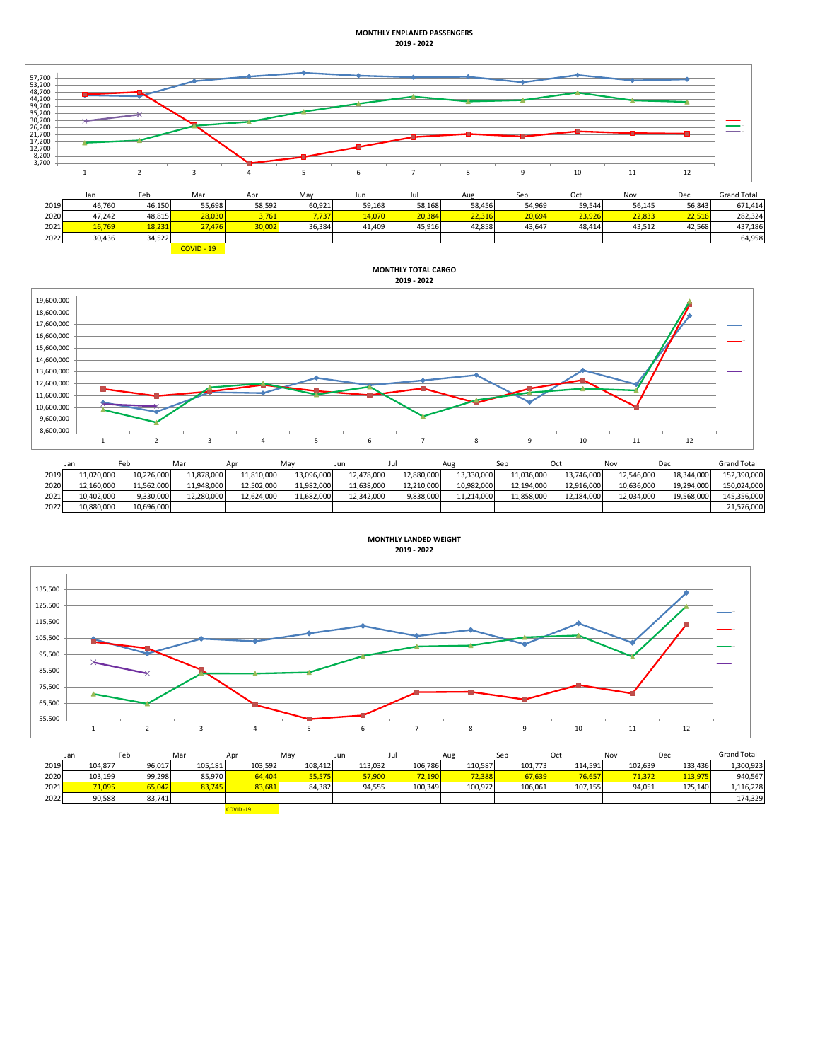**MONTHLY ENPLANED PASSENGERS**
**2019 - 2022**

| | Jan | Feb | Mar | Apr | May | Jun | Jul | Aug | Sep | Oct | Nov | Dec | Grand Total |
|---|---|---|---|---|---|---|---|---|---|---|---|---|---|
| 2019 | 46,760 | 46,150 | 55,698 | 58,592 | 60,921 | 59,168 | 58,168 | 58,456 | 54,969 | 59,544 | 56,145 | 56,843 | 671,414 |
| 2020 | 47,242 | 48,815 | 28,030 | 3,761 | 7,737 | 14,070 | 20,384 | 22,316 | 20,694 | 23,926 | 22,833 | 22,516 | 282,324 |
| 2021 | 16,769 | 18,231 | 27,476 | 30,002 | 36,384 | 41,409 | 45,916 | 42,858 | 43,647 | 48,414 | 43,512 | 42,568 | 437,186 |
| 2022 | 30,436 | 34,522 | | | | | | | | | | | 64,958 |

COVID - 19

**MONTHLY TOTAL CARGO**
**2019 - 2022**

| | Jan | Feb | Mar | Apr | May | Jun | Jul | Aug | Sep | Oct | Nov | Dec | Grand Total |
|---|---|---|---|---|---|---|---|---|---|---|---|---|---|
| 2019 | 11,020,000 | 10,226,000 | 11,878,000 | 11,810,000 | 13,096,000 | 12,478,000 | 12,880,000 | 13,330,000 | 11,036,000 | 13,746,000 | 12,546,000 | 18,344,000 | 152,390,000 |
| 2020 | 12,160,000 | 11,562,000 | 11,948,000 | 12,502,000 | 11,982,000 | 11,638,000 | 12,210,000 | 10,982,000 | 12,194,000 | 12,916,000 | 10,636,000 | 19,294,000 | 150,024,000 |
| 2021 | 10,402,000 | 9,330,000 | 12,280,000 | 12,624,000 | 11,682,000 | 12,342,000 | 9,838,000 | 11,214,000 | 11,858,000 | 12,184,000 | 12,034,000 | 19,568,000 | 145,356,000 |
| 2022 | 10,880,000 | 10,696,000 | | | | | | | | | | | 21,576,000 |

**MONTHLY LANDED WEIGHT**
**2019 - 2022**

| | Jan | Feb | Mar | Apr | May | Jun | Jul | Aug | Sep | Oct | Nov | Dec | Grand Total |
|---|---|---|---|---|---|---|---|---|---|---|---|---|---|
| 2019 | 104,877 | 96,017 | 105,181 | 103,592 | 108,412 | 113,032 | 106,786 | 110,587 | 101,773 | 114,591 | 102,639 | 133,436 | 1,300,923 |
| 2020 | 103,199 | 99,298 | 85,970 | 64,404 | 55,575 | 57,900 | 72,190 | 72,388 | 67,639 | 76,657 | 71,372 | 113,975 | 940,567 |
| 2021 | 71,095 | 65,042 | 83,745 | 83,681 | 84,382 | 94,555 | 100,349 | 100,972 | 106,061 | 107,155 | 94,051 | 125,140 | 1,116,228 |
| 2022 | 90,588 | 83,741 | | | | | | | | | | | 174,329 |

COVID -19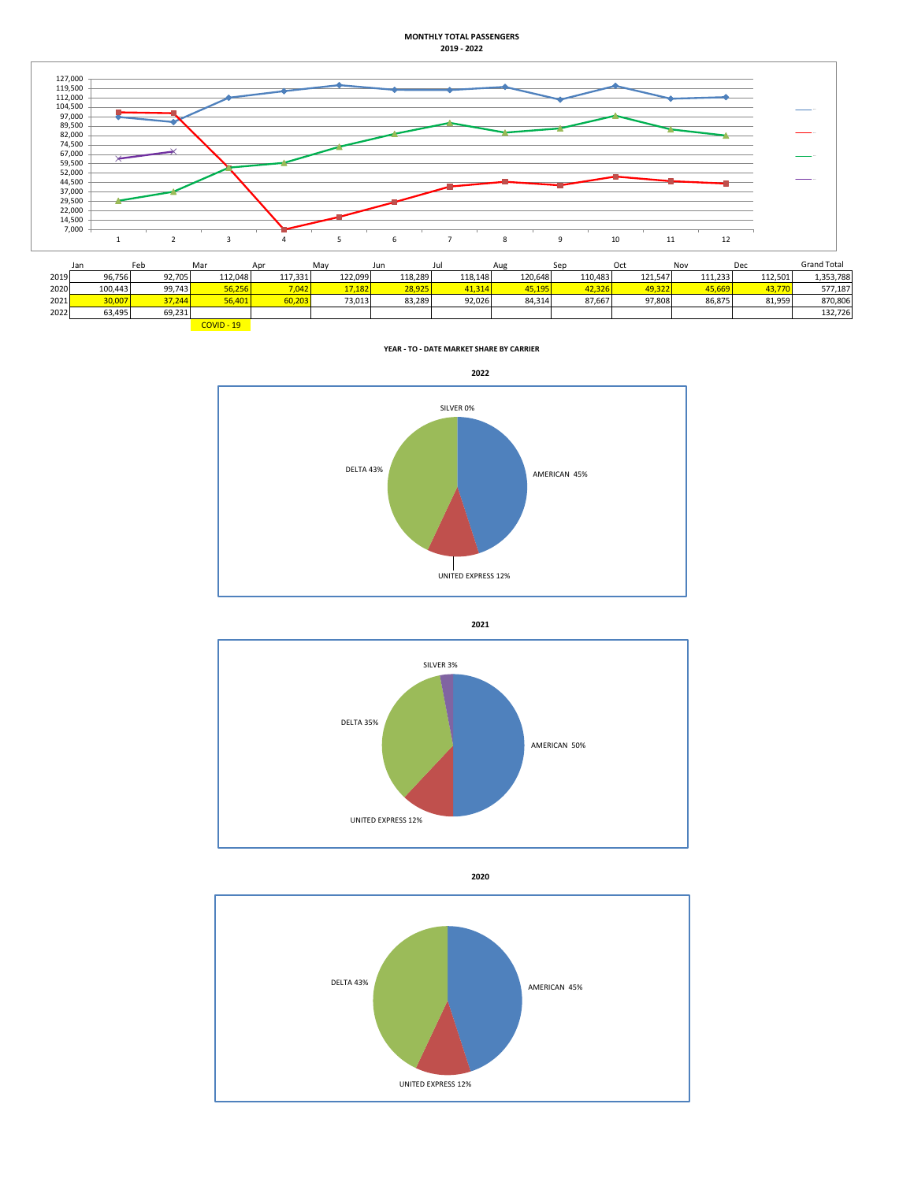MONTHLY TOTAL PASSENGERS
2019 - 2022

127,000
119,500
112,000
104,500
97,000
89,500
82,000
74,500
67,000
59,500
52,000
44,500
37,000
29,500
22,000
14,500
7,000

1 2 3 4 5 6 7 8 9 10 11 12

| | Jan | Feb | Mar | Apr | May | Jun | Jul | Aug | Sep | Oct | Nov | Dec | Grand Total |
|---|---|---|---|---|---|---|---|---|---|---|---|---|---|
| 2019 | 96,756 | 92,705 | 112,048 | 117,331 | 122,099 | 118,289 | 118,148 | 120,648 | 110,483 | 121,547 | 111,233 | 112,501 | 1,353,788 |
| 2020 | 100,443 | 99,743 | 56,256 | 7,042 | 17,182 | 28,925 | 41,314 | 45,195 | 42,326 | 49,322 | 45,669 | 43,770 | 577,187 |
| 2021 | 30,007 | 37,244 | 56,401 | 60,203 | 73,013 | 83,289 | 92,026 | 84,314 | 87,667 | 97,808 | 86,875 | 81,959 | 870,806 |
| 2022 | 63,495 | 69,231 | | | | | | | | | | | 132,726 |

COVID - 19

**YEAR - TO - DATE MARKET SHARE BY CARRIER**

**2022**

SILVER 0%
AMERICAN 45%
UNITED EXPRESS 12%
DELTA 43%

**2021**

SILVER 3%
AMERICAN 50%
UNITED EXPRESS 12%
DELTA 35%

**2020**

AMERICAN 45%
UNITED EXPRESS 12%
DELTA 43%